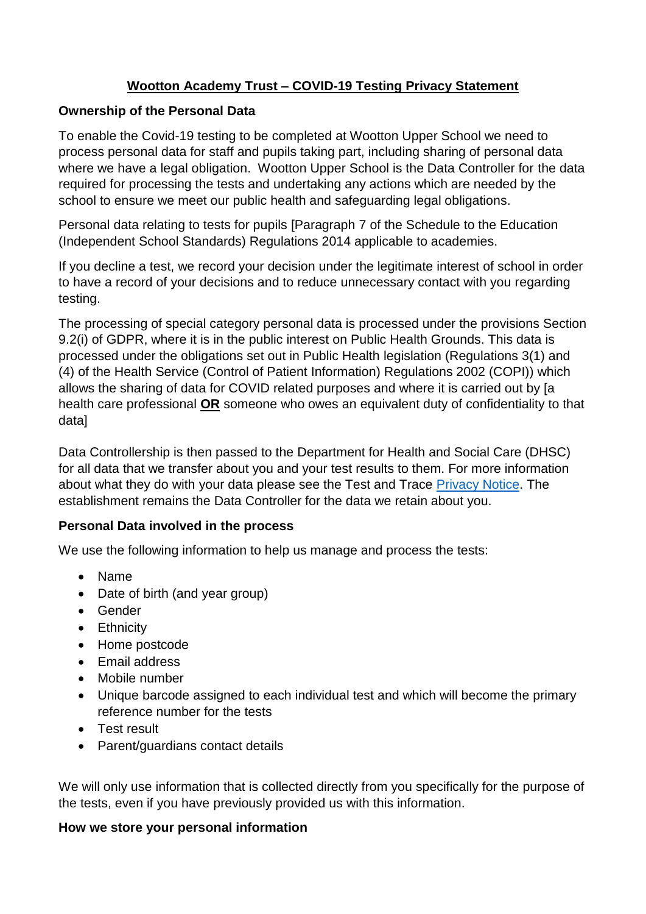# Wootton Academy Trust – COVID-19 Testing Privacy Statement

**Ownership of the Personal Data**

To enable the Covid-19 testing to be completed at Wootton Upper School we need to process personal data for staff and pupils taking part, including sharing of personal data where we have a legal obligation. Wootton Upper School is the Data Controller for the data required for processing the tests and undertaking any actions which are needed by the school to ensure we meet our public health and safeguarding legal obligations.

Personal data relating to tests for pupils [Paragraph 7 of the Schedule to the Education (Independent School Standards) Regulations 2014 applicable to academies.

If you decline a test, we record your decision under the legitimate interest of school in order to have a record of your decisions and to reduce unnecessary contact with you regarding testing.

The processing of special category personal data is processed under the provisions Section 9.2(i) of GDPR, where it is in the public interest on Public Health Grounds. This data is processed under the obligations set out in Public Health legislation (Regulations 3(1) and (4) of the Health Service (Control of Patient Information) Regulations 2002 (COPI)) which allows the sharing of data for COVID related purposes and where it is carried out by [a health care professional **OR** someone who owes an equivalent duty of confidentiality to that data]

Data Controllership is then passed to the Department for Health and Social Care (DHSC) for all data that we transfer about you and your test results to them. For more information about what they do with your data please see the Test and Trace Privacy Notice. The establishment remains the Data Controller for the data we retain about you.

**Personal Data involved in the process**

We use the following information to help us manage and process the tests:

- Name
- Date of birth (and year group)
- Gender
- Ethnicity
- Home postcode
- Email address
- Mobile number
- Unique barcode assigned to each individual test and which will become the primary reference number for the tests
- Test result
- Parent/guardians contact details

We will only use information that is collected directly from you specifically for the purpose of the tests, even if you have previously provided us with this information.

**How we store your personal information**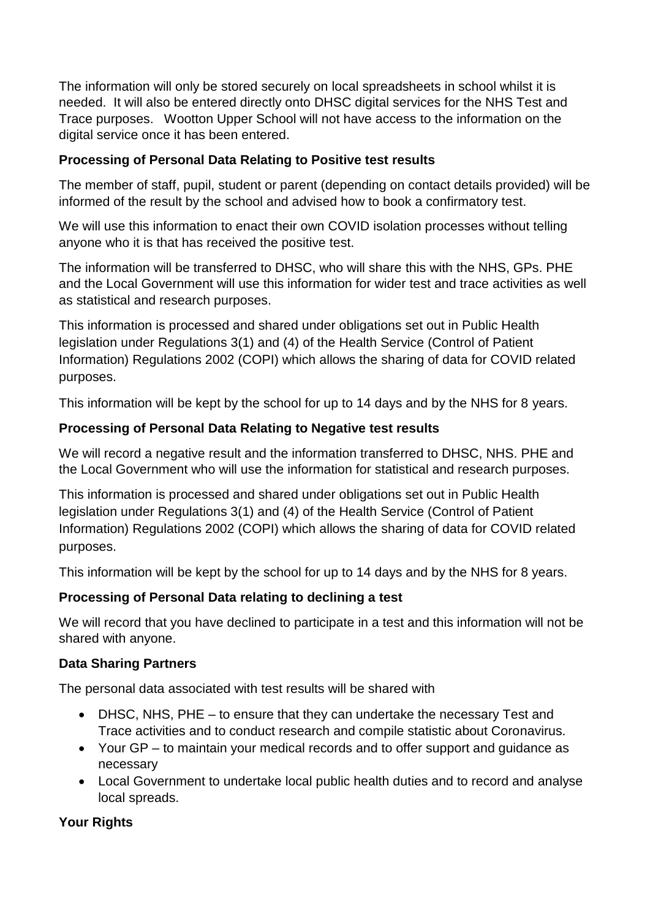The information will only be stored securely on local spreadsheets in school whilst it is needed. It will also be entered directly onto DHSC digital services for the NHS Test and Trace purposes. Wootton Upper School will not have access to the information on the digital service once it has been entered.

**Processing of Personal Data Relating to Positive test results**

The member of staff, pupil, student or parent (depending on contact details provided) will be informed of the result by the school and advised how to book a confirmatory test.

We will use this information to enact their own COVID isolation processes without telling anyone who it is that has received the positive test.

The information will be transferred to DHSC, who will share this with the NHS, GPs. PHE and the Local Government will use this information for wider test and trace activities as well as statistical and research purposes.

This information is processed and shared under obligations set out in Public Health legislation under Regulations 3(1) and (4) of the Health Service (Control of Patient Information) Regulations 2002 (COPI) which allows the sharing of data for COVID related purposes.

This information will be kept by the school for up to 14 days and by the NHS for 8 years.

**Processing of Personal Data Relating to Negative test results**

We will record a negative result and the information transferred to DHSC, NHS. PHE and the Local Government who will use the information for statistical and research purposes.

This information is processed and shared under obligations set out in Public Health legislation under Regulations 3(1) and (4) of the Health Service (Control of Patient Information) Regulations 2002 (COPI) which allows the sharing of data for COVID related purposes.

This information will be kept by the school for up to 14 days and by the NHS for 8 years.

**Processing of Personal Data relating to declining a test**

We will record that you have declined to participate in a test and this information will not be shared with anyone.

**Data Sharing Partners**

The personal data associated with test results will be shared with

- DHSC, NHS, PHE – to ensure that they can undertake the necessary Test and Trace activities and to conduct research and compile statistic about Coronavirus.
- Your GP – to maintain your medical records and to offer support and guidance as necessary
- Local Government to undertake local public health duties and to record and analyse local spreads.

**Your Rights**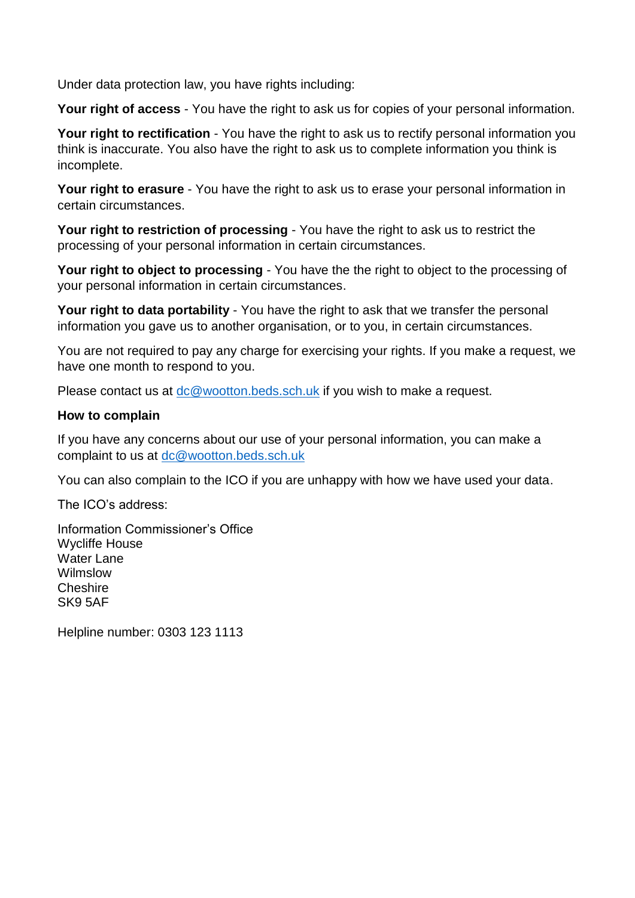Under data protection law, you have rights including:

**Your right of access** - You have the right to ask us for copies of your personal information.

**Your right to rectification** - You have the right to ask us to rectify personal information you think is inaccurate. You also have the right to ask us to complete information you think is incomplete.

**Your right to erasure** - You have the right to ask us to erase your personal information in certain circumstances.

**Your right to restriction of processing** - You have the right to ask us to restrict the processing of your personal information in certain circumstances.

**Your right to object to processing** - You have the the right to object to the processing of your personal information in certain circumstances.

**Your right to data portability** - You have the right to ask that we transfer the personal information you gave us to another organisation, or to you, in certain circumstances.

You are not required to pay any charge for exercising your rights. If you make a request, we have one month to respond to you.

Please contact us at [dc@wootton.beds.sch.uk](mailto:dc@wootton.beds.sch.uk) if you wish to make a request.

**How to complain**

If you have any concerns about our use of your personal information, you can make a complaint to us at [dc@wootton.beds.sch.uk](mailto:dc@wootton.beds.sch.uk)

You can also complain to the ICO if you are unhappy with how we have used your data.

The ICO's address:

Information Commissioner's Office  
Wycliffe House  
Water Lane  
Wilmslow  
Cheshire  
SK9 5AF

Helpline number: 0303 123 1113